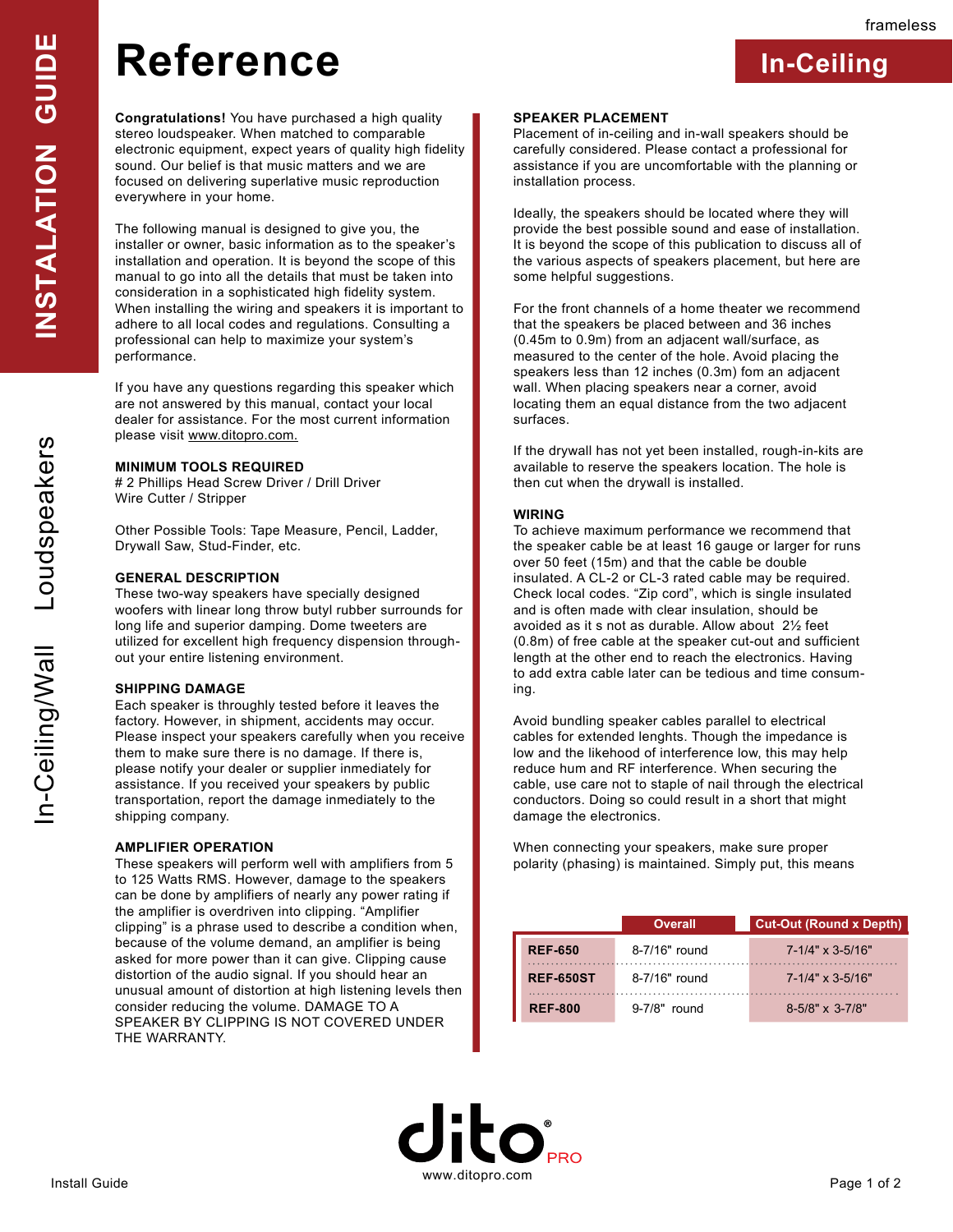# Reference

**In-Ceiling**

frameless

INSTALLATION GUIDE

In-Ceiling/Wall Loudspeakers

**Congratulations!** You have purchased a high quality stereo loudspeaker. When matched to comparable electronic equipment, expect years of quality high fidelity sound. Our belief is that music matters and we are focused on delivering superlative music reproduction everywhere in your home.

The following manual is designed to give you, the installer or owner, basic information as to the speaker's installation and operation. It is beyond the scope of this manual to go into all the details that must be taken into consideration in a sophisticated high fidelity system. When installing the wiring and speakers it is important to adhere to all local codes and regulations. Consulting a professional can help to maximize your system's performance.

If you have any questions regarding this speaker which are not answered by this manual, contact your local dealer for assistance. For the most current information please visit www.ditopro.com.

### MINIMUM TOOLS REQUIRED

# 2 Phillips Head Screw Driver / Drill Driver
Wire Cutter / Stripper

Other Possible Tools: Tape Measure, Pencil, Ladder, Drywall Saw, Stud-Finder, etc.

### GENERAL DESCRIPTION

These two-way speakers have specially designed woofers with linear long throw butyl rubber surrounds for long life and superior damping. Dome tweeters are utilized for excellent high frequency dispension throughout your entire listening environment.

### SHIPPING DAMAGE

Each speaker is throughly tested before it leaves the factory. However, in shipment, accidents may occur. Please inspect your speakers carefully when you receive them to make sure there is no damage. If there is, please notify your dealer or supplier inmediately for assistance. If you received your speakers by public transportation, report the damage inmediately to the shipping company.

### AMPLIFIER OPERATION

These speakers will perform well with amplifiers from 5 to 125 Watts RMS. However, damage to the speakers can be done by amplifiers of nearly any power rating if the amplifier is overdriven into clipping. "Amplifier clipping" is a phrase used to describe a condition when, because of the volume demand, an amplifier is being asked for more power than it can give. Clipping cause distortion of the audio signal. If you should hear an unusual amount of distortion at high listening levels then consider reducing the volume. DAMAGE TO A SPEAKER BY CLIPPING IS NOT COVERED UNDER THE WARRANTY.

### SPEAKER PLACEMENT

Placement of in-ceiling and in-wall speakers should be carefully considered. Please contact a professional for assistance if you are uncomfortable with the planning or installation process.

Ideally, the speakers should be located where they will provide the best possible sound and ease of installation. It is beyond the scope of this publication to discuss all of the various aspects of speakers placement, but here are some helpful suggestions.

For the front channels of a home theater we recommend that the speakers be placed between and 36 inches (0.45m to 0.9m) from an adjacent wall/surface, as measured to the center of the hole. Avoid placing the speakers less than 12 inches (0.3m) fom an adjacent wall. When placing speakers near a corner, avoid locating them an equal distance from the two adjacent surfaces.

If the drywall has not yet been installed, rough-in-kits are available to reserve the speakers location. The hole is then cut when the drywall is installed.

### WIRING

To achieve maximum performance we recommend that the speaker cable be at least 16 gauge or larger for runs over 50 feet (15m) and that the cable be double insulated. A CL-2 or CL-3 rated cable may be required. Check local codes. "Zip cord", which is single insulated and is often made with clear insulation, should be avoided as it s not as durable. Allow about 2½ feet (0.8m) of free cable at the speaker cut-out and sufficient length at the other end to reach the electronics. Having to add extra cable later can be tedious and time consuming.

Avoid bundling speaker cables parallel to electrical cables for extended lenghts. Though the impedance is low and the likehood of interference low, this may help reduce hum and RF interference. When securing the cable, use care not to staple of nail through the electrical conductors. Doing so could result in a short that might damage the electronics.

When connecting your speakers, make sure proper polarity (phasing) is maintained. Simply put, this means

| | Overall | Cut-Out (Round x Depth) |
|---|---|---|
| **REF-650** | 8-7/16" round | 7-1/4" x 3-5/16" |
| **REF-650ST** | 8-7/16" round | 7-1/4" x 3-5/16" |
| **REF-800** | 9-7/8" round | 8-5/8" x 3-7/8" |

dito PRO
www.ditopro.com

Install Guide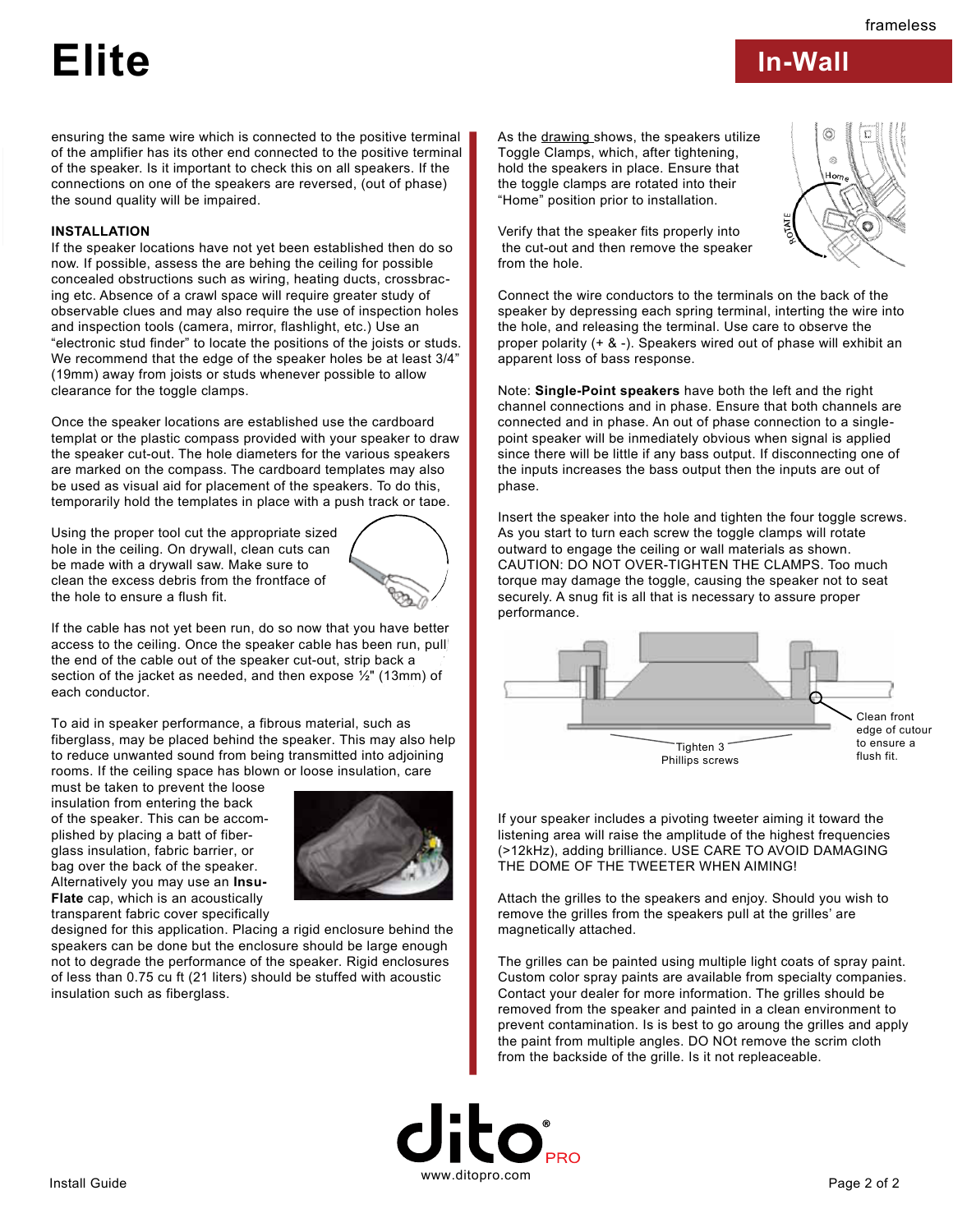ensuring the same wire which is connected to the positive terminal of the amplifier has its other end connected to the positive terminal of the speaker. Is it important to check this on all speakers. If the connections on one of the speakers are reversed, (out of phase) the sound quality will be impaired.

**INSTALLATION**

If the speaker locations have not yet been established then do so now. If possible, assess the are behing the ceiling for possible concealed obstructions such as wiring, heating ducts, crossbracing etc. Absence of a crawl space will require greater study of observable clues and may also require the use of inspection holes and inspection tools (camera, mirror, flashlight, etc.) Use an "electronic stud finder" to locate the positions of the joists or studs. We recommend that the edge of the speaker holes be at least 3/4" (19mm) away from joists or studs whenever possible to allow clearance for the toggle clamps.

Once the speaker locations are established use the cardboard templat or the plastic compass provided with your speaker to draw the speaker cut-out. The hole diameters for the various speakers are marked on the compass. The cardboard templates may also be used as visual aid for placement of the speakers. To do this, temporarily hold the templates in place with a push track or tape.

Using the proper tool cut the appropriate sized hole in the ceiling. On drywall, clean cuts can be made with a drywall saw. Make sure to clean the excess debris from the frontface of the hole to ensure a flush fit.

If the cable has not yet been run, do so now that you have better access to the ceiling. Once the speaker cable has been run, pull the end of the cable out of the speaker cut-out, strip back a section of the jacket as needed, and then expose ½" (13mm) of each conductor.

To aid in speaker performance, a fibrous material, such as fiberglass, may be placed behind the speaker. This may also help to reduce unwanted sound from being transmitted into adjoining rooms. If the ceiling space has blown or loose insulation, care must be taken to prevent the loose insulation from entering the back of the speaker. This can be accomplished by placing a batt of fiberglass insulation, fabric barrier, or bag over the back of the speaker. Alternatively you may use an **Insu-Flate** cap, which is an acoustically transparent fabric cover specifically designed for this application. Placing a rigid enclosure behind the speakers can be done but the enclosure should be large enough not to degrade the performance of the speaker. Rigid enclosures of less than 0.75 cu ft (21 liters) should be stuffed with acoustic insulation such as fiberglass.

As the drawing shows, the speakers utilize Toggle Clamps, which, after tightening, hold the speakers in place. Ensure that the toggle clamps are rotated into their "Home" position prior to installation.

Home
ROTATE

Verify that the speaker fits properly into the cut-out and then remove the speaker from the hole.

Connect the wire conductors to the terminals on the back of the speaker by depressing each spring terminal, interting the wire into the hole, and releasing the terminal. Use care to observe the proper polarity (+ & -). Speakers wired out of phase will exhibit an apparent loss of bass response.

Note: **Single-Point speakers** have both the left and the right channel connections and in phase. Ensure that both channels are connected and in phase. An out of phase connection to a single-point speaker will be inmediately obvious when signal is applied since there will be little if any bass output. If disconnecting one of the inputs increases the bass output then the inputs are out of phase.

Insert the speaker into the hole and tighten the four toggle screws. As you start to turn each screw the toggle clamps will rotate outward to engage the ceiling or wall materials as shown. CAUTION: DO NOT OVER-TIGHTEN THE CLAMPS. Too much torque may damage the toggle, causing the speaker not to seat securely. A snug fit is all that is necessary to assure proper performance.

Tighten 3 Phillips screws

Clean front edge of cutour to ensure a flush fit.

If your speaker includes a pivoting tweeter aiming it toward the listening area will raise the amplitude of the highest frequencies (>12kHz), adding brilliance. USE CARE TO AVOID DAMAGING THE DOME OF THE TWEETER WHEN AIMING!

Attach the grilles to the speakers and enjoy. Should you wish to remove the grilles from the speakers pull at the grilles' are magnetically attached.

The grilles can be painted using multiple light coats of spray paint. Custom color spray paints are available from specialty companies. Contact your dealer for more information. The grilles should be removed from the speaker and painted in a clean environment to prevent contamination. Is is best to go aroung the grilles and apply the paint from multiple angles. DO NOt remove the scrim cloth from the backside of the grille. Is it not repleaceable.

www.ditopro.com